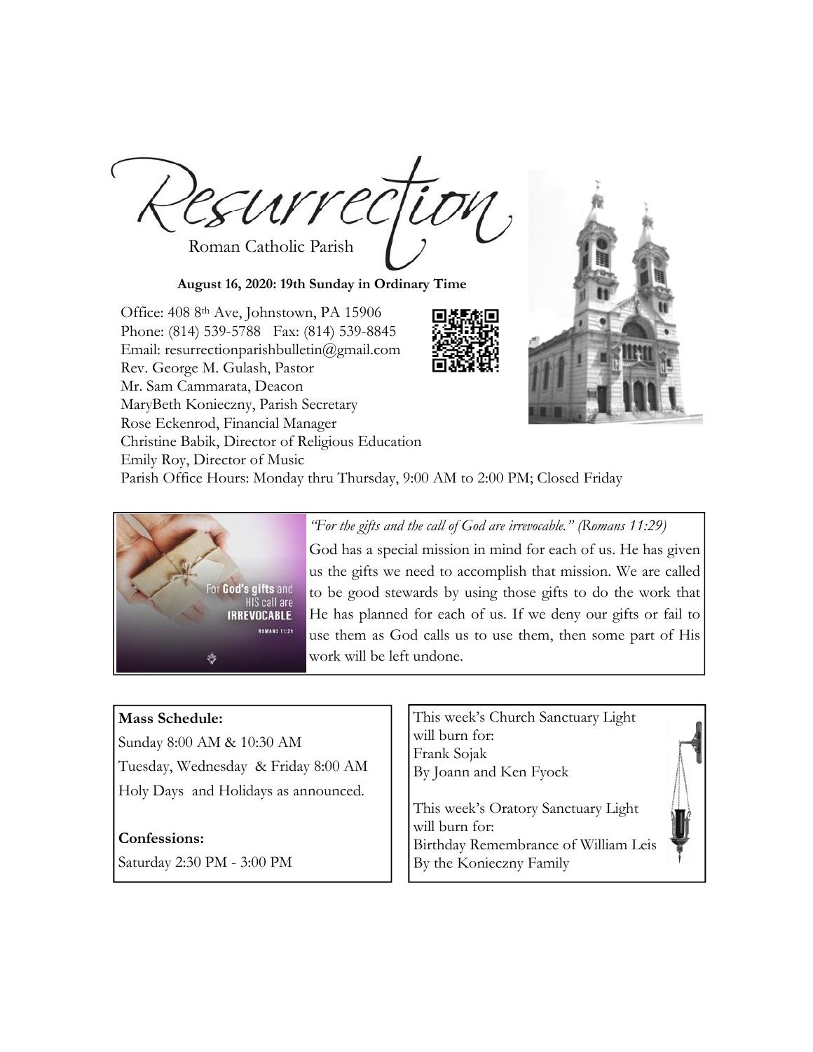# Resurrection

Roman Catholic Parish

**August 16, 2020: 19th Sunday in Ordinary Time**

Office: 408 8th Ave, Johnstown, PA 15906
Phone: (814) 539-5788 Fax: (814) 539-8845
Email: resurrectionparishbulletin@gmail.com
Rev. George M. Gulash, Pastor
Mr. Sam Cammarata, Deacon
MaryBeth Konieczny, Parish Secretary
Rose Eckenrod, Financial Manager
Christine Babik, Director of Religious Education
Emily Roy, Director of Music
Parish Office Hours: Monday thru Thursday, 9:00 AM to 2:00 PM; Closed Friday

*"For the gifts and the call of God are irrevocable." (Romans 11:29)*

God has a special mission in mind for each of us. He has given us the gifts we need to accomplish that mission. We are called to be good stewards by using those gifts to do the work that He has planned for each of us. If we deny our gifts or fail to use them as God calls us to use them, then some part of His work will be left undone.

**Mass Schedule:**

Sunday 8:00 AM & 10:30 AM
Tuesday, Wednesday & Friday 8:00 AM
Holy Days and Holidays as announced.

**Confessions:**

Saturday 2:30 PM - 3:00 PM

This week's Church Sanctuary Light will burn for:
Frank Sojak
By Joann and Ken Fyock

This week's Oratory Sanctuary Light will burn for:
Birthday Remembrance of William Leis
By the Konieczny Family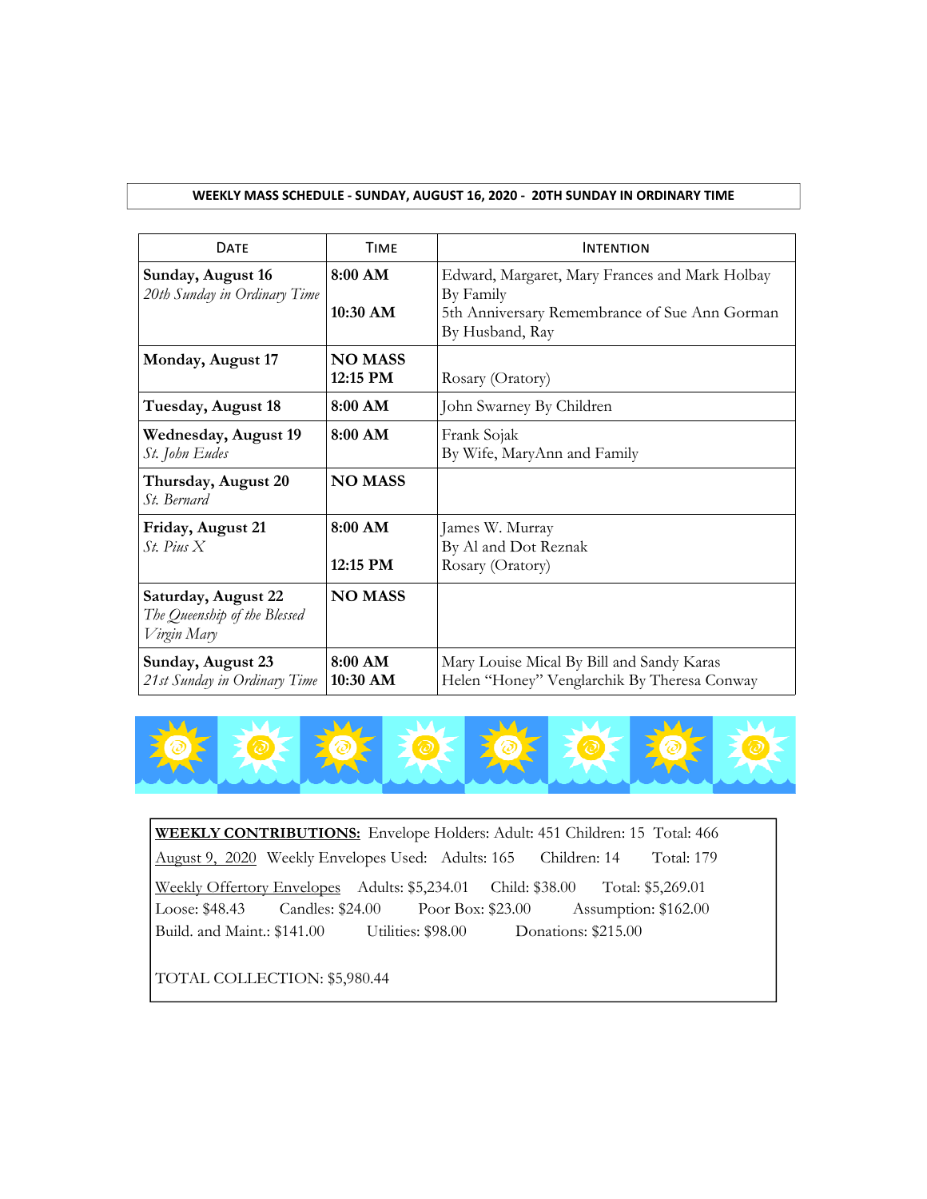**WEEKLY MASS SCHEDULE - SUNDAY, AUGUST 16, 2020 - 20TH SUNDAY IN ORDINARY TIME**

| DATE | TIME | INTENTION |
|---|---|---|
| **Sunday, August 16**<br>*20th Sunday in Ordinary Time* | **8:00 AM**<br><br>**10:30 AM** | Edward, Margaret, Mary Frances and Mark Holbay By Family<br>5th Anniversary Remembrance of Sue Ann Gorman By Husband, Ray |
| **Monday, August 17** | **NO MASS**<br>**12:15 PM** | <br>Rosary (Oratory) |
| **Tuesday, August 18** | **8:00 AM** | John Swarney By Children |
| **Wednesday, August 19**<br>*St. John Eudes* | **8:00 AM** | Frank Sojak<br>By Wife, MaryAnn and Family |
| **Thursday, August 20**<br>*St. Bernard* | **NO MASS** | |
| **Friday, August 21**<br>*St. Pius X* | **8:00 AM**<br><br>**12:15 PM** | James W. Murray<br>By Al and Dot Reznak<br>Rosary (Oratory) |
| **Saturday, August 22**<br>*The Queenship of the Blessed Virgin Mary* | **NO MASS** | |
| **Sunday, August 23**<br>*21st Sunday in Ordinary Time* | **8:00 AM**<br>**10:30 AM** | Mary Louise Mical By Bill and Sandy Karas<br>Helen "Honey" Venglarchik By Theresa Conway |

**WEEKLY CONTRIBUTIONS:** Envelope Holders: Adult: 451 Children: 15 Total: 466

August 9, 2020 Weekly Envelopes Used: Adults: 165 Children: 14 Total: 179

Weekly Offertory Envelopes Adults: $5,234.01 Child: $38.00 Total: $5,269.01
Loose: $48.43 Candles: $24.00 Poor Box: $23.00 Assumption: $162.00
Build. and Maint.: $141.00 Utilities: $98.00 Donations: $215.00

TOTAL COLLECTION: $5,980.44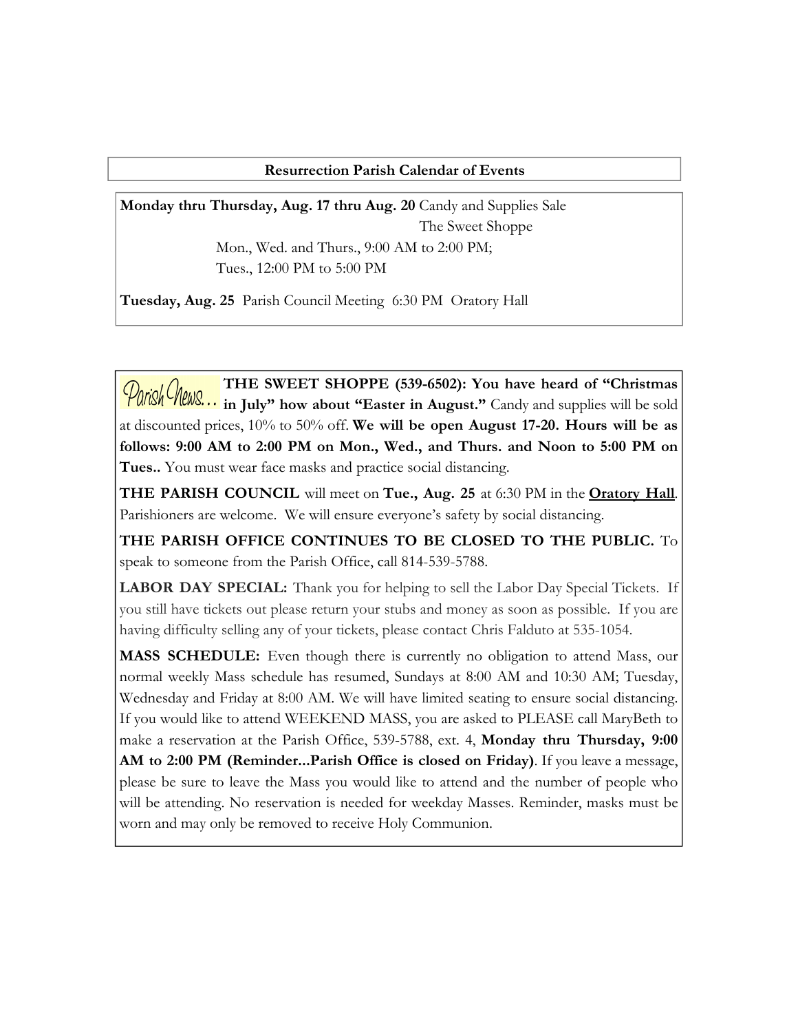## Resurrection Parish Calendar of Events

**Monday thru Thursday, Aug. 17 thru Aug. 20** Candy and Supplies Sale
The Sweet Shoppe
Mon., Wed. and Thurs., 9:00 AM to 2:00 PM;
Tues., 12:00 PM to 5:00 PM

**Tuesday, Aug. 25** Parish Council Meeting 6:30 PM Oratory Hall

Parish News...

**THE SWEET SHOPPE (539-6502): You have heard of "Christmas in July" how about "Easter in August."** Candy and supplies will be sold at discounted prices, 10% to 50% off. **We will be open August 17-20. Hours will be as follows: 9:00 AM to 2:00 PM on Mon., Wed., and Thurs. and Noon to 5:00 PM on Tues..** You must wear face masks and practice social distancing.

**THE PARISH COUNCIL** will meet on **Tue., Aug. 25** at 6:30 PM in the **Oratory Hall**. Parishioners are welcome. We will ensure everyone's safety by social distancing.

**THE PARISH OFFICE CONTINUES TO BE CLOSED TO THE PUBLIC.** To speak to someone from the Parish Office, call 814-539-5788.

**LABOR DAY SPECIAL:** Thank you for helping to sell the Labor Day Special Tickets. If you still have tickets out please return your stubs and money as soon as possible. If you are having difficulty selling any of your tickets, please contact Chris Falduto at 535-1054.

**MASS SCHEDULE:** Even though there is currently no obligation to attend Mass, our normal weekly Mass schedule has resumed, Sundays at 8:00 AM and 10:30 AM; Tuesday, Wednesday and Friday at 8:00 AM. We will have limited seating to ensure social distancing. If you would like to attend WEEKEND MASS, you are asked to PLEASE call MaryBeth to make a reservation at the Parish Office, 539-5788, ext. 4, **Monday thru Thursday, 9:00 AM to 2:00 PM (Reminder...Parish Office is closed on Friday)**. If you leave a message, please be sure to leave the Mass you would like to attend and the number of people who will be attending. No reservation is needed for weekday Masses. Reminder, masks must be worn and may only be removed to receive Holy Communion.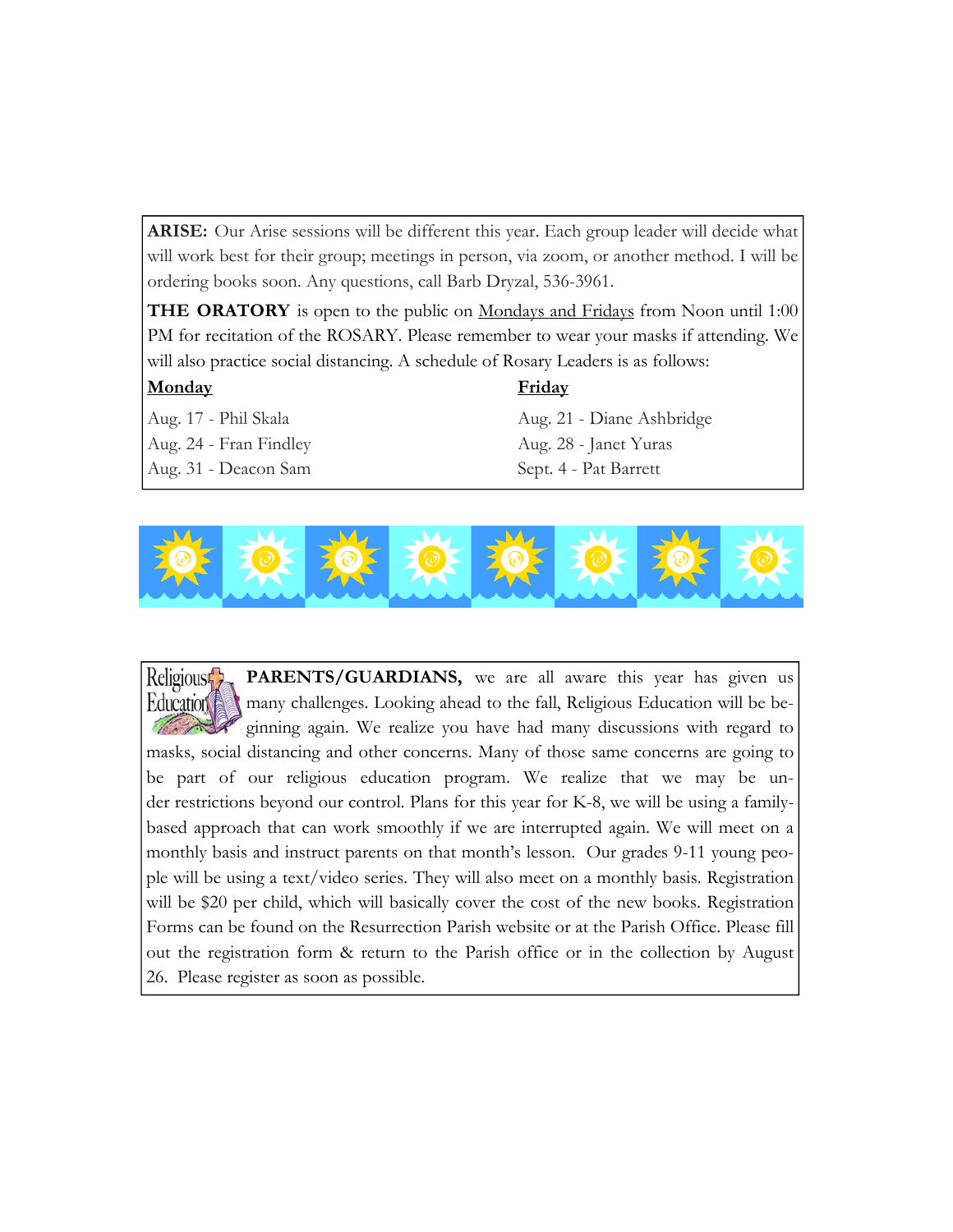**ARISE:** Our Arise sessions will be different this year. Each group leader will decide what will work best for their group; meetings in person, via zoom, or another method. I will be ordering books soon. Any questions, call Barb Dryzal, 536-3961.

**THE ORATORY** is open to the public on Mondays and Fridays from Noon until 1:00 PM for recitation of the ROSARY. Please remember to wear your masks if attending. We will also practice social distancing. A schedule of Rosary Leaders is as follows:

| **Monday** | **Friday** |
|---|---|
| Aug. 17 - Phil Skala | Aug. 21 - Diane Ashbridge |
| Aug. 24 - Fran Findley | Aug. 28 - Janet Yuras |
| Aug. 31 - Deacon Sam | Sept. 4 - Pat Barrett |

Religious Education

**PARENTS/GUARDIANS,** we are all aware this year has given us many challenges. Looking ahead to the fall, Religious Education will be beginning again. We realize you have had many discussions with regard to masks, social distancing and other concerns. Many of those same concerns are going to be part of our religious education program. We realize that we may be under restrictions beyond our control. Plans for this year for K-8, we will be using a family-based approach that can work smoothly if we are interrupted again. We will meet on a monthly basis and instruct parents on that month's lesson. Our grades 9-11 young people will be using a text/video series. They will also meet on a monthly basis. Registration will be $20 per child, which will basically cover the cost of the new books. Registration Forms can be found on the Resurrection Parish website or at the Parish Office. Please fill out the registration form & return to the Parish office or in the collection by August 26. Please register as soon as possible.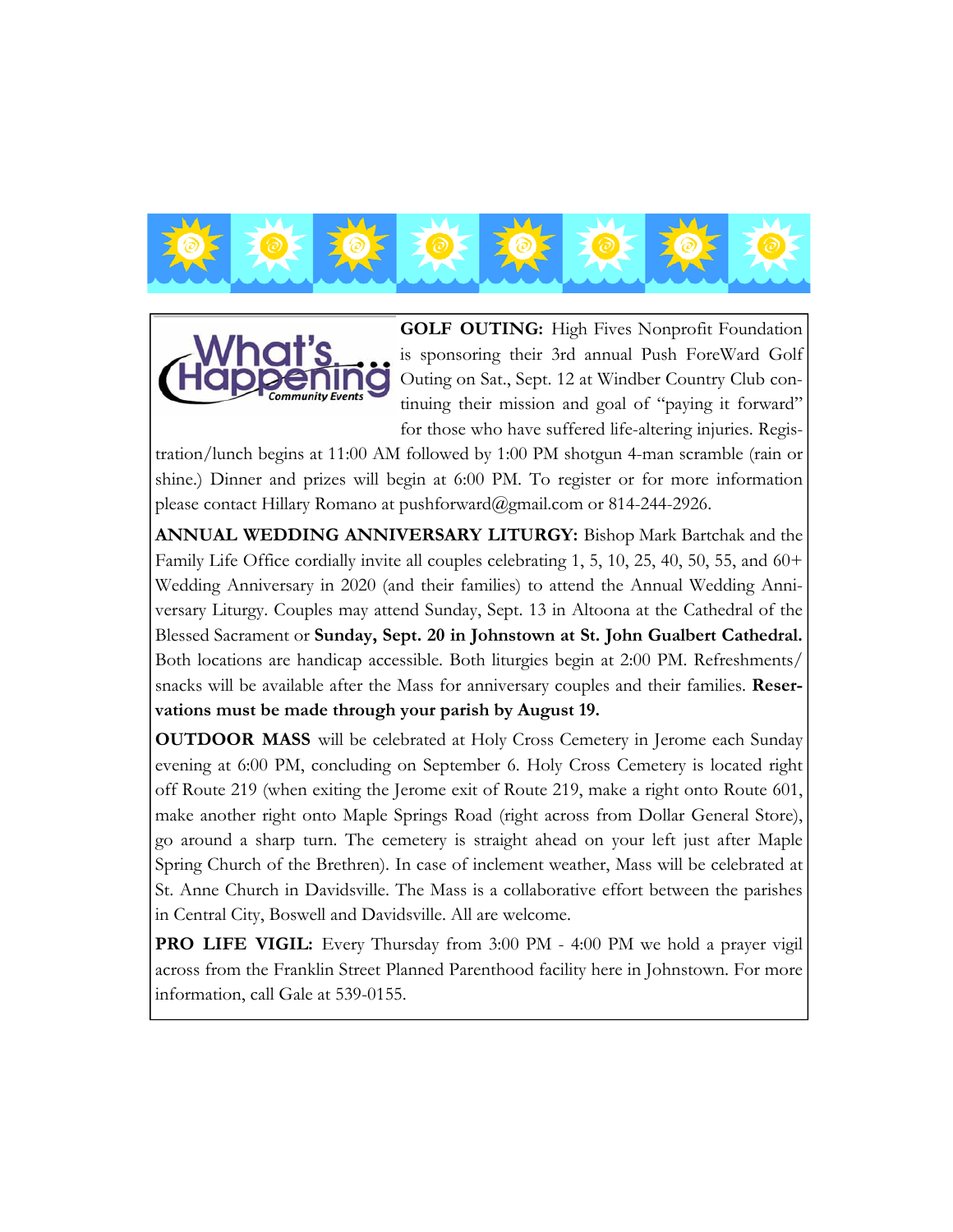What's Happening Community Events

**GOLF OUTING:** High Fives Nonprofit Foundation is sponsoring their 3rd annual Push ForeWard Golf Outing on Sat., Sept. 12 at Windber Country Club continuing their mission and goal of "paying it forward" for those who have suffered life-altering injuries. Registration/lunch begins at 11:00 AM followed by 1:00 PM shotgun 4-man scramble (rain or shine.) Dinner and prizes will begin at 6:00 PM. To register or for more information please contact Hillary Romano at pushforward@gmail.com or 814-244-2926.

**ANNUAL WEDDING ANNIVERSARY LITURGY:** Bishop Mark Bartchak and the Family Life Office cordially invite all couples celebrating 1, 5, 10, 25, 40, 50, 55, and 60+ Wedding Anniversary in 2020 (and their families) to attend the Annual Wedding Anniversary Liturgy. Couples may attend Sunday, Sept. 13 in Altoona at the Cathedral of the Blessed Sacrament or **Sunday, Sept. 20 in Johnstown at St. John Gualbert Cathedral.** Both locations are handicap accessible. Both liturgies begin at 2:00 PM. Refreshments/snacks will be available after the Mass for anniversary couples and their families. **Reservations must be made through your parish by August 19.**

**OUTDOOR MASS** will be celebrated at Holy Cross Cemetery in Jerome each Sunday evening at 6:00 PM, concluding on September 6. Holy Cross Cemetery is located right off Route 219 (when exiting the Jerome exit of Route 219, make a right onto Route 601, make another right onto Maple Springs Road (right across from Dollar General Store), go around a sharp turn. The cemetery is straight ahead on your left just after Maple Spring Church of the Brethren). In case of inclement weather, Mass will be celebrated at St. Anne Church in Davidsville. The Mass is a collaborative effort between the parishes in Central City, Boswell and Davidsville. All are welcome.

**PRO LIFE VIGIL:** Every Thursday from 3:00 PM - 4:00 PM we hold a prayer vigil across from the Franklin Street Planned Parenthood facility here in Johnstown. For more information, call Gale at 539-0155.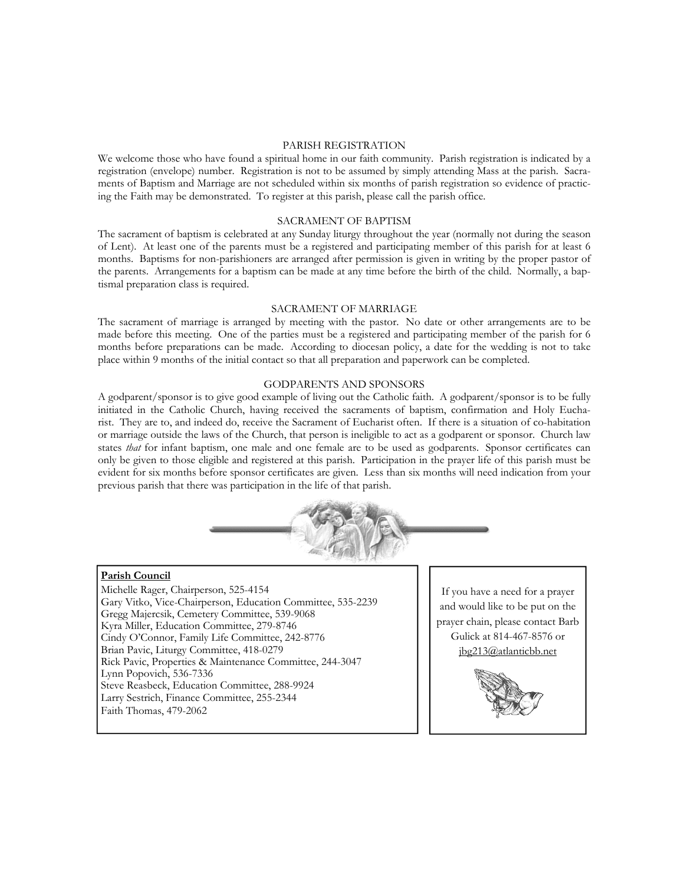## PARISH REGISTRATION

We welcome those who have found a spiritual home in our faith community. Parish registration is indicated by a registration (envelope) number. Registration is not to be assumed by simply attending Mass at the parish. Sacraments of Baptism and Marriage are not scheduled within six months of parish registration so evidence of practicing the Faith may be demonstrated. To register at this parish, please call the parish office.

## SACRAMENT OF BAPTISM

The sacrament of baptism is celebrated at any Sunday liturgy throughout the year (normally not during the season of Lent). At least one of the parents must be a registered and participating member of this parish for at least 6 months. Baptisms for non-parishioners are arranged after permission is given in writing by the proper pastor of the parents. Arrangements for a baptism can be made at any time before the birth of the child. Normally, a baptismal preparation class is required.

## SACRAMENT OF MARRIAGE

The sacrament of marriage is arranged by meeting with the pastor. No date or other arrangements are to be made before this meeting. One of the parties must be a registered and participating member of the parish for 6 months before preparations can be made. According to diocesan policy, a date for the wedding is not to take place within 9 months of the initial contact so that all preparation and paperwork can be completed.

## GODPARENTS AND SPONSORS

A godparent/sponsor is to give good example of living out the Catholic faith. A godparent/sponsor is to be fully initiated in the Catholic Church, having received the sacraments of baptism, confirmation and Holy Eucharist. They are to, and indeed do, receive the Sacrament of Eucharist often. If there is a situation of co-habitation or marriage outside the laws of the Church, that person is ineligible to act as a godparent or sponsor. Church law states *that* for infant baptism, one male and one female are to be used as godparents. Sponsor certificates can only be given to those eligible and registered at this parish. Participation in the prayer life of this parish must be evident for six months before sponsor certificates are given. Less than six months will need indication from your previous parish that there was participation in the life of that parish.

**Parish Council**

Michelle Rager, Chairperson, 525-4154
Gary Vitko, Vice-Chairperson, Education Committee, 535-2239
Gregg Majercsik, Cemetery Committee, 539-9068
Kyra Miller, Education Committee, 279-8746
Cindy O'Connor, Family Life Committee, 242-8776
Brian Pavic, Liturgy Committee, 418-0279
Rick Pavic, Properties & Maintenance Committee, 244-3047
Lynn Popovich, 536-7336
Steve Reasbeck, Education Committee, 288-9924
Larry Sestrich, Finance Committee, 255-2344
Faith Thomas, 479-2062

If you have a need for a prayer and would like to be put on the prayer chain, please contact Barb Gulick at 814-467-8576 or jbg213@atlanticbb.net